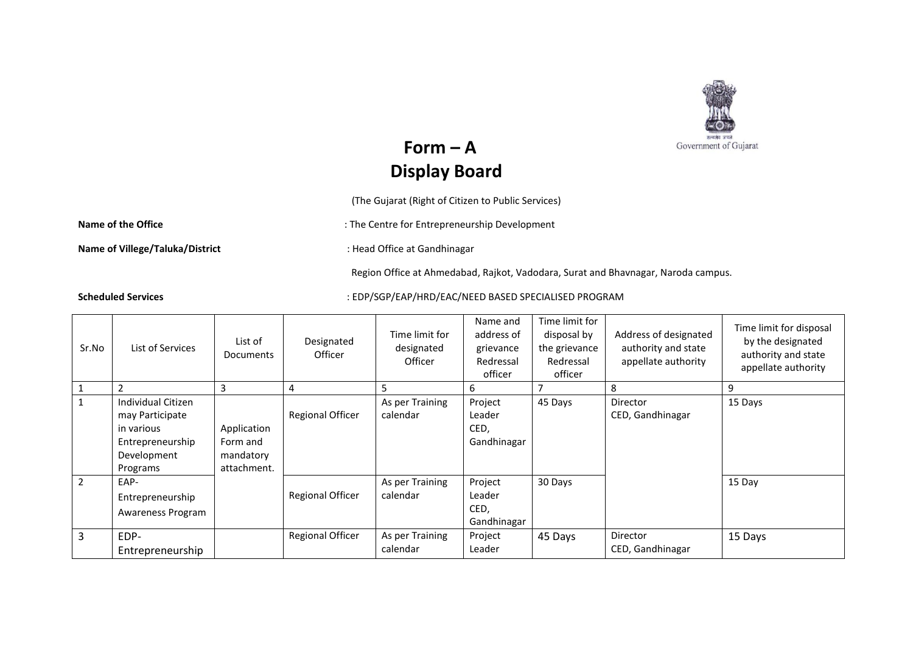Government of Gujarat

# Form – A
# Display Board

(The Gujarat (Right of Citizen to Public Services)

**Name of the Office** : The Centre for Entrepreneurship Development

**Name of Villege/Taluka/District** : Head Office at Gandhinagar

Region Office at Ahmedabad, Rajkot, Vadodara, Surat and Bhavnagar, Naroda campus.

**Scheduled Services** : EDP/SGP/EAP/HRD/EAC/NEED BASED SPECIALISED PROGRAM

| Sr.No | List of Services | List of Documents | Designated Officer | Time limit for designated Officer | Name and address of grievance Redressal officer | Time limit for disposal by the grievance Redressal officer | Address of designated authority and state appellate authority | Time limit for disposal by the designated authority and state appellate authority |
|---|---|---|---|---|---|---|---|---|
| 1 | 2 | 3 | 4 | 5 | 6 | 7 | 8 | 9 |
| 1 | Individual Citizen may Participate in various Entrepreneurship Development Programs | Application Form and mandatory attachment. | Regional Officer | As per Training calendar | Project Leader CED, Gandhinagar | 45 Days | Director CED, Gandhinagar | 15 Days |
| 2 | EAP- Entrepreneurship Awareness Program | | Regional Officer | As per Training calendar | Project Leader CED, Gandhinagar | 30 Days | | 15 Day |
| 3 | EDP- Entrepreneurship | | Regional Officer | As per Training calendar | Project Leader | 45 Days | Director CED, Gandhinagar | 15 Days |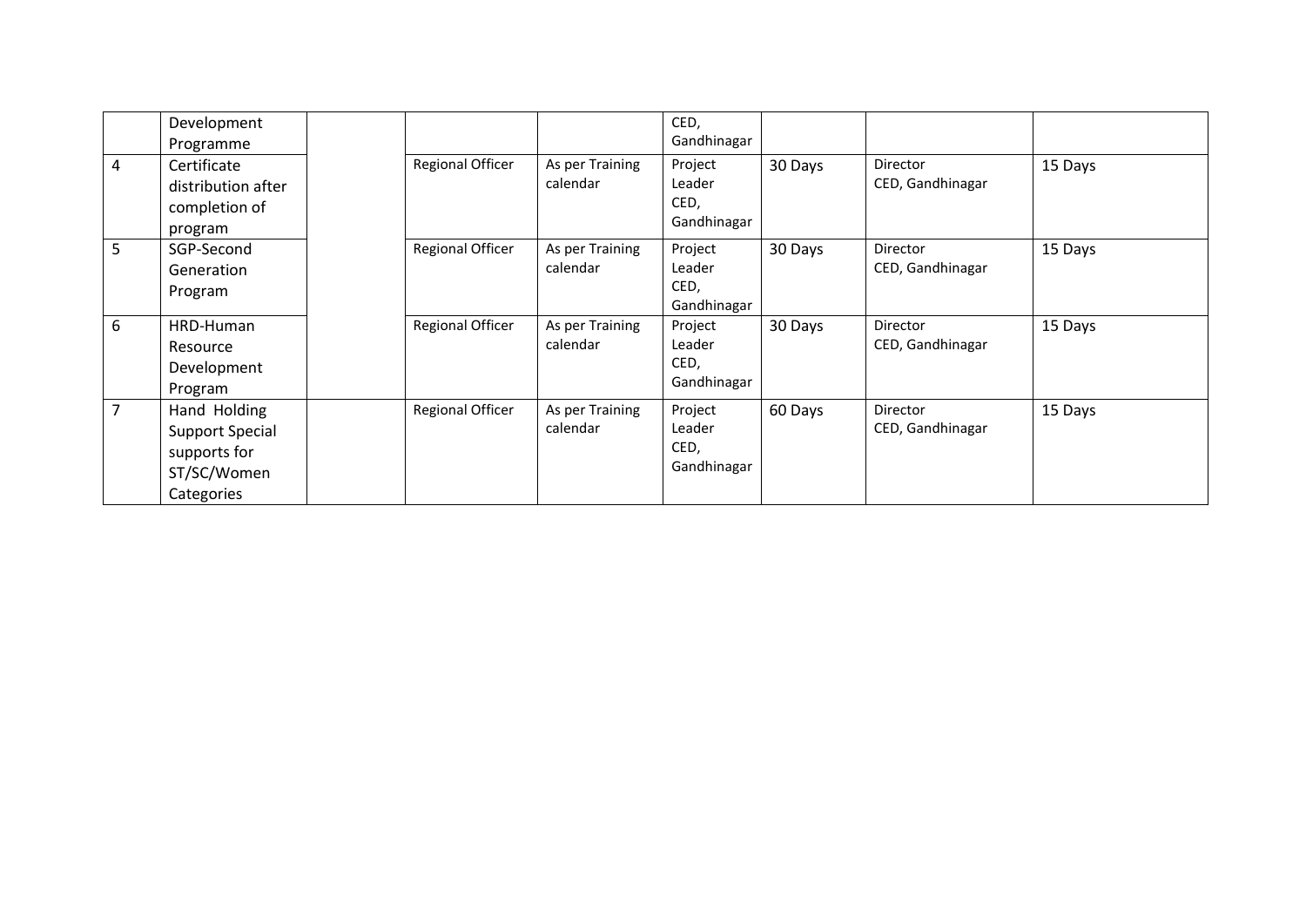| | | | | | | | | |
|---|---|---|---|---|---|---|---|---|
| | Development Programme | | | | CED, Gandhinagar | | | |
| 4 | Certificate distribution after completion of program | | Regional Officer | As per Training calendar | Project Leader CED, Gandhinagar | 30 Days | Director CED, Gandhinagar | 15 Days |
| 5 | SGP-Second Generation Program | | Regional Officer | As per Training calendar | Project Leader CED, Gandhinagar | 30 Days | Director CED, Gandhinagar | 15 Days |
| 6 | HRD-Human Resource Development Program | | Regional Officer | As per Training calendar | Project Leader CED, Gandhinagar | 30 Days | Director CED, Gandhinagar | 15 Days |
| 7 | Hand Holding Support Special supports for ST/SC/Women Categories | | Regional Officer | As per Training calendar | Project Leader CED, Gandhinagar | 60 Days | Director CED, Gandhinagar | 15 Days |